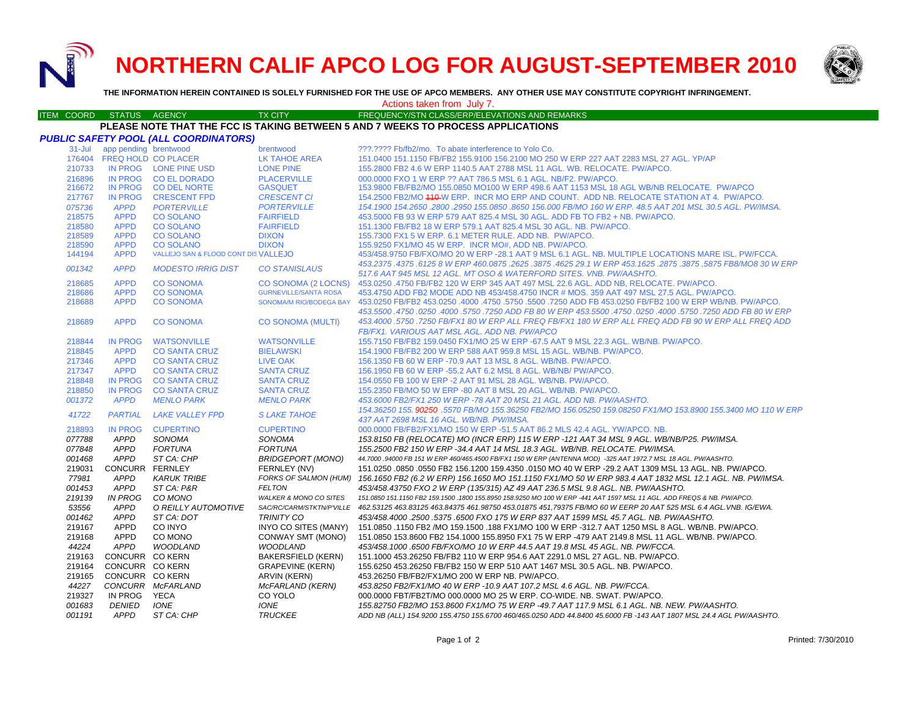# NORTHERN CALIF APCO LOG FOR AUGUST-SEPTEMBER 2010

**THE INFORMATION HEREIN CONTAINED IS SOLELY FURNISHED FOR THE USE OF APCO MEMBERS. ANY OTHER USE MAY CONSTITUTE COPYRIGHT INFRINGEMENT.**

Actions taken from July 7.

| ITEM COORD | STATUS | AGENCY | TX CITY | FREQUENCY/STN CLASS/ERP/ELEVATIONS AND REMARKS |
|---|---|---|---|---|

**PLEASE NOTE THAT THE FCC IS TAKING BETWEEN 5 AND 7 WEEKS TO PROCESS APPLICATIONS**

***PUBLIC SAFETY POOL (ALL COORDINATORS)***

| ITEM COORD | STATUS | AGENCY | TX CITY | FREQUENCY/STN CLASS/ERP/ELEVATIONS AND REMARKS |
|---|---|---|---|---|
| 31-Jul | app pending | brentwood | brentwood | ???.???? Fb/fb2/mo. To abate interference to Yolo Co. |
| 176404 | FREQ HOLD | CO PLACER | LK TAHOE AREA | 151.0400 151.1150 FB/FB2 155.9100 156.2100 MO 250 W ERP 227 AAT 2283 MSL 27 AGL. YP/AP |
| 210733 | IN PROG | LONE PINE USD | LONE PINE | 155.2800 FB2 4.6 W ERP 1140.5 AAT 2788 MSL 11 AGL. WB. RELOCATE. PW/APCO. |
| 216896 | IN PROG | CO EL DORADO | PLACERVILLE | 000.0000 FXO 1 W ERP ?? AAT 786.5 MSL 6.1 AGL. NB/F2. PW/APCO. |
| 216672 | IN PROG | CO DEL NORTE | GASQUET | 153.9800 FB/FB2/MO 155.0850 MO100 W ERP 498.6 AAT 1153 MSL 18 AGL WB/NB RELOCATE. PW/APCO |
| 217767 | IN PROG | CRESCENT FPD | *CRESCENT CI* | 154.2500 FB2/MO ~~110~~ W ERP. INCR MO ERP AND COUNT. ADD NB. RELOCATE STATION AT 4. PW/APCO. |
| *075736* | *APPD* | *PORTERVILLE* | *PORTERVILLE* | *154.1900 154.2650 .2800 .2950 155.0850 .8650 156.000 FB/MO 160 W ERP. 48.5 AAT 201 MSL 30.5 AGL. PW/IMSA.* |
| 218575 | APPD | CO SOLANO | FAIRFIELD | 453.5000 FB 93 W ERP 579 AAT 825.4 MSL 30 AGL. ADD FB TO FB2 + NB. PW/APCO. |
| 218580 | APPD | CO SOLANO | FAIRFIELD | 151.1300 FB/FB2 18 W ERP 579.1 AAT 825.4 MSL 30 AGL. NB. PW/APCO. |
| 218589 | APPD | CO SOLANO | DIXON | 155.7300 FX1 5 W ERP. 6.1 METER RULE. ADD NB. PW/APCO. |
| 218590 | APPD | CO SOLANO | DIXON | 155.9250 FX1/MO 45 W ERP. INCR MO#, ADD NB. PW/APCO. |
| 144194 | APPD | VALLEJO SAN & FLOOD CONT DIS | VALLEJO | 453/458.9750 FB/FXO/MO 20 W ERP -28.1 AAT 9 MSL 6.1 AGL. NB. MULTIPLE LOCATIONS MARE ISL. PW/FCCA. |
| *001342* | *APPD* | *MODESTO IRRIG DIST* | *CO STANISLAUS* | *453.2375 .4375 .6125 8 W ERP 460.0875 .2625 .3875 .4625 29.1 W ERP 453.1625 .2875 .3875 ,5875 FB8/MO8 30 W ERP 517.6 AAT 945 MSL 12 AGL. MT OSO & WATERFORD SITES. VNB. PW/AASHTO.* |
| 218685 | APPD | CO SONOMA | CO SONOMA (2 LOCNS) | 453.0250 .4750 FB/FB2 120 W ERP 345 AAT 497 MSL 22.6 AGL. ADD NB, RELOCATE. PW/APCO. |
| 218686 | APPD | CO SONOMA | GURNEVILLE/SANTA ROSA | 453.4750 ADD FB2 MODE ADD NB 453/458.4750 INCR # MOS. 359 AAT 497 MSL 27.5 AGL. PW/APCO. |
| 218688 | APPD | CO SONOMA | SONOMA/M RIO/BODEGA BAY | 453.0250 FB/FB2 453.0250 .4000 .4750 .5750 .5500 .7250 ADD FB 453.0250 FB/FB2 100 W ERP WB/NB. PW/APCO. |
| 218689 | APPD | CO SONOMA | CO SONOMA (MULTI) | *453.5500 .4750 .0250 .4000 .5750 .7250 ADD FB 80 W ERP 453.5500 .4750 .0250 .4000 .5750 .7250 ADD FB 80 W ERP 453.4000 .5750 .7250 FB/FX1 80 W ERP ALL FREQ FB/FX1 180 W ERP ALL FREQ ADD FB 90 W ERP ALL FREQ ADD FB/FX1. VARIOUS AAT MSL AGL. ADD NB. PW/APCO* |
| 218844 | IN PROG | WATSONVILLE | WATSONVILLE | 155.7150 FB/FB2 159.0450 FX1/MO 25 W ERP -67.5 AAT 9 MSL 22.3 AGL. WB/NB. PW/APCO. |
| 218845 | APPD | CO SANTA CRUZ | BIELAWSKI | 154.1900 FB/FB2 200 W ERP 588 AAT 959.8 MSL 15 AGL. WB/NB. PW/APCO. |
| 217346 | APPD | CO SANTA CRUZ | LIVE OAK | 156.1350 FB 60 W ERP -70.9 AAT 13 MSL 8 AGL. WB/NB. PW/APCO. |
| 217347 | APPD | CO SANTA CRUZ | SANTA CRUZ | 156.1950 FB 60 W ERP -55.2 AAT 6.2 MSL 8 AGL. WB/NB/ PW/APCO. |
| 218848 | IN PROG | CO SANTA CRUZ | SANTA CRUZ | 154.0550 FB 100 W ERP -2 AAT 91 MSL 28 AGL. WB/NB. PW/APCO. |
| 218850 | IN PROG | CO SANTA CRUZ | SANTA CRUZ | 155.2350 FB/MO 50 W ERP -80 AAT 8 MSL 20 AGL. WB/NB. PW/APCO. |
| *001372* | *APPD* | *MENLO PARK* | *MENLO PARK* | *453.6000 FB2/FX1 250 W ERP -78 AAT 20 MSL 21 AGL. ADD NB. PW/AASHTO.* |
| *41722* | *PARTIAL* | *LAKE VALLEY FPD* | *S LAKE TAHOE* | *154.36250 155. 90250 .5570 FB/MO 155.36250 FB2/MO 156.05250 159.08250 FX1/MO 153.8900 155.3400 MO 110 W ERP 437 AAT 2698 MSL 16 AGL. WB/NB. PW/IMSA.* |
| 218893 | IN PROG | CUPERTINO | CUPERTINO | 000.0000 FB/FB2/FX1/MO 150 W ERP -51.5 AAT 86.2 MLS 42.4 AGL. YW/APCO. NB. |
| *077788* | *APPD* | *SONOMA* | *SONOMA* | *153.8150 FB (RELOCATE) MO (INCR ERP) 115 W ERP -121 AAT 34 MSL 9 AGL. WB/NB/P25. PW/IMSA.* |
| *077848* | *APPD* | *FORTUNA* | *FORTUNA* | *155.2500 FB2 150 W ERP -34.4 AAT 14 MSL 18.3 AGL. WB/NB. RELOCATE. PW/IMSA.* |
| *001468* | *APPD* | *ST CA: CHP* | *BRIDGEPORT (MONO)* | *44.7000 .94000 FB 151 W ERP 460/465.4500 FB/FX1 150 W ERP (ANTENNA MOD) -325 AAT 1972.7 MSL 18 AGL. PW/AASHTO.* |
| 219031 | CONCURR | FERNLEY | FERNLEY (NV) | 151.0250 .0850 .0550 FB2 156.1200 159.4350 .0150 MO 40 W ERP -29.2 AAT 1309 MSL 13 AGL. NB. PW/APCO. |
| *77981* | *APPD* | *KARUK TRIBE* | *FORKS OF SALMON (HUM)* | *156.1650 FB2 (6.2 W ERP) 156.1650 MO 151.1150 FX1/MO 50 W ERP 983.4 AAT 1832 MSL 12.1 AGL. NB. PW/IMSA.* |
| *001453* | *APPD* | *ST CA: P&R* | *FELTON* | *453/458.43750 FXO 2 W ERP (135/315) AZ 49 AAT 236.5 MSL 9.8 AGL. NB. PW/AASHTO.* |
| *219139* | *IN PROG* | *CO MONO* | *WALKER & MONO CO SITES* | *151.0850 151.1150 FB2 159.1500 .1800 155.8950 158.9250 MO 100 W ERP -441 AAT 1597 MSL 11 AGL. ADD FREQS & NB. PW/APCO.* |
| *53556* | *APPD* | *O REILLY AUTOMOTIVE* | *SAC/RC/CARM/STKTN/P'VILLE* | *462.53125 463.83125 463.84375 461.98750 453.01875 451,79375 FB/MO 60 W EERP 20 AAT 525 MSL 6.4 AGL.VNB. IG/EWA.* |
| *001462* | *APPD* | *ST CA: DOT* | *TRINITY CO* | *453/458.4000 .2500 .5375 .6500 FXO 175 W ERP 837 AAT 1599 MSL 45.7 AGL. NB. PW/AASHTO.* |
| 219167 | APPD | CO INYO | INYO CO SITES (MANY) | 151.0850 .1150 FB2 /MO 159.1500 .188 FX1/MO 100 W ERP -312.7 AAT 1250 MSL 8 AGL. WB/NB. PW/APCO. |
| 219168 | APPD | CO MONO | CONWAY SMT (MONO) | 151.0850 153.8600 FB2 154.1000 155.8950 FX1 75 W ERP -479 AAT 2149.8 MSL 11 AGL. WB/NB. PW/APCO. |
| *44224* | *APPD* | *WOODLAND* | *WOODLAND* | *453/458.1000 .6500 FB/FXO/MO 10 W ERP 44.5 AAT 19.8 MSL 45 AGL. NB. PW/FCCA.* |
| 219163 | CONCURR | CO KERN | BAKERSFIELD (KERN) | 151.1000 453.26250 FB/FB2 110 W ERP 954.6 AAT 2291.0 MSL 27 AGL. NB. PW/APCO. |
| 219164 | CONCURR | CO KERN | GRAPEVINE (KERN) | 155.6250 453.26250 FB/FB2 150 W ERP 510 AAT 1467 MSL 30.5 AGL. NB. PW/APCO. |
| 219165 | CONCURR | CO KERN | ARVIN (KERN) | 453.26250 FB/FB2/FX1/MO 200 W ERP NB. PW/APCO. |
| *44227* | *CONCURR* | *McFARLAND* | *McFARLAND (KERN)* | *453.8250 FB2/FX1/MO 40 W ERP -10.9 AAT 107.2 MSL 4.6 AGL. NB. PW/FCCA.* |
| 219327 | IN PROG | YECA | CO YOLO | 000.0000 FBT/FB2T/MO 000.0000 MO 25 W ERP. CO-WIDE. NB. SWAT. PW/APCO. |
| *001683* | *DENIED* | *IONE* | *IONE* | *155.82750 FB2/MO 153.8600 FX1/MO 75 W ERP -49.7 AAT 117.9 MSL 6.1 AGL. NB. NEW. PW/AASHTO.* |
| *001191* | *APPD* | *ST CA: CHP* | *TRUCKEE* | *ADD NB (ALL) 154.9200 155.4750 155.6700 460/465.0250 ADD 44.8400 45.6000 FB -143 AAT 1807 MSL 24.4 AGL PW/AASHTO.* |

Printed: 7/30/2010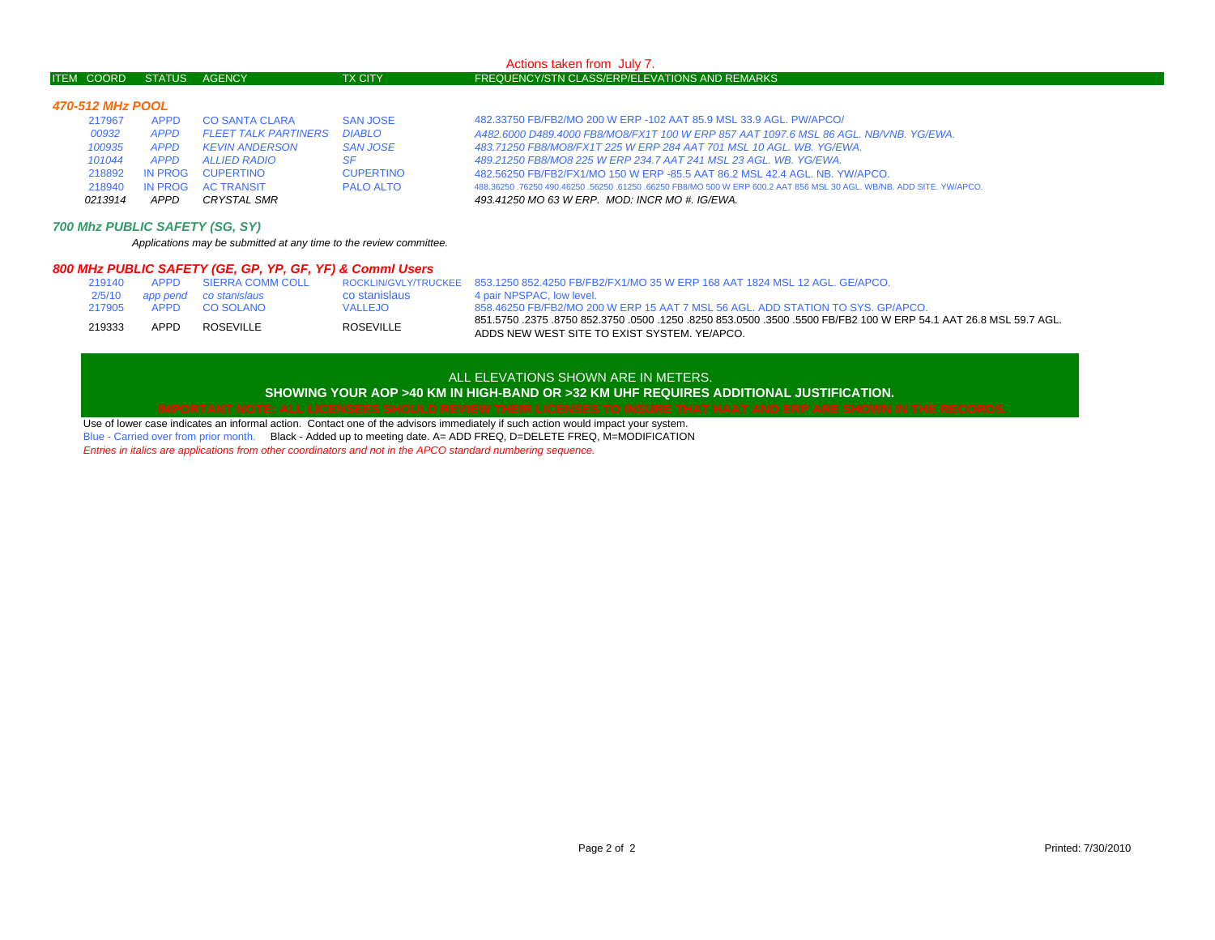Actions taken from July 7.

| ITEM | COORD | STATUS | AGENCY | TX CITY | FREQUENCY/STN CLASS/ERP/ELEVATIONS AND REMARKS |
|---|---|---|---|---|---|
| ***470-512 MHz POOL*** | | | | | |
| | 217967 | APPD | CO SANTA CLARA | SAN JOSE | 482.33750 FB/FB2/MO 200 W ERP -102 AAT 85.9 MSL 33.9 AGL. PW/APCO/ |
| | *00932* | *APPD* | *FLEET TALK PARTINERS* | *DIABLO* | *A482.6000 D489.4000 FB8/MO8/FX1T 100 W ERP 857 AAT 1097.6 MSL 86 AGL. NB/VNB. YG/EWA.* |
| | *100935* | *APPD* | *KEVIN ANDERSON* | *SAN JOSE* | *483.71250 FB8/MO8/FX1T 225 W ERP 284 AAT 701 MSL 10 AGL. WB. YG/EWA.* |
| | *101044* | *APPD* | *ALLIED RADIO* | *SF* | *489.21250 FB8/MO8 225 W ERP 234.7 AAT 241 MSL 23 AGL. WB. YG/EWA.* |
| | 218892 | IN PROG | CUPERTINO | CUPERTINO | 482.56250 FB/FB2/FX1/MO 150 W ERP -85.5 AAT 86.2 MSL 42.4 AGL. NB. YW/APCO. |
| | 218940 | IN PROG | AC TRANSIT | PALO ALTO | 488.36250 .76250 490.46250 .56250 .61250 .66250 FB8/MO 500 W ERP 600.2 AAT 856 MSL 30 AGL. WB/NB. ADD SITE. YW/APCO. |
| | *0213914* | *APPD* | *CRYSTAL SMR* | | *493.41250 MO 63 W ERP. MOD: INCR MO #. IG/EWA.* |
| ***700 Mhz PUBLIC SAFETY (SG, SY)*** | | | | | |
| | | | *Applications may be submitted at any time to the review committee.* | | |
| ***800 MHz PUBLIC SAFETY (GE, GP, YP, GF, YF) & Comml Users*** | | | | | |
| | 219140 | APPD | SIERRA COMM COLL | ROCKLIN/GVLY/TRUCKEE | 853.1250 852.4250 FB/FB2/FX1/MO 35 W ERP 168 AAT 1824 MSL 12 AGL. GE/APCO. |
| | *2/5/10* | *app pend* | *co stanislaus* | co stanislaus | 4 pair NPSPAC, low level. |
| | 217905 | APPD | CO SOLANO | VALLEJO | 858.46250 FB/FB2/MO 200 W ERP 15 AAT 7 MSL 56 AGL. ADD STATION TO SYS. GP/APCO. |
| | 219333 | APPD | ROSEVILLE | ROSEVILLE | 851.5750 .2375 .8750 852.3750 .0500 .1250 .8250 853.0500 .3500 .5500 FB/FB2 100 W ERP 54.1 AAT 26.8 MSL 59.7 AGL. ADDS NEW WEST SITE TO EXIST SYSTEM. YE/APCO. |

ALL ELEVATIONS SHOWN ARE IN METERS.

**SHOWING YOUR AOP >40 KM IN HIGH-BAND OR >32 KM UHF REQUIRES ADDITIONAL JUSTIFICATION.**

**IMPORTANT NOTE: ALL LICENSEES SHOULD REVIEW THEIR LICENSES TO INSURE THAT HAAT AND ERP ARE SHOWN IN THE RECORDS.**

Use of lower case indicates an informal action. Contact one of the advisors immediately if such action would impact your system.

Blue - Carried over from prior month. Black - Added up to meeting date. A= ADD FREQ, D=DELETE FREQ, M=MODIFICATION

*Entries in italics are applications from other coordinators and not in the APCO standard numbering sequence.*

Printed: 7/30/2010